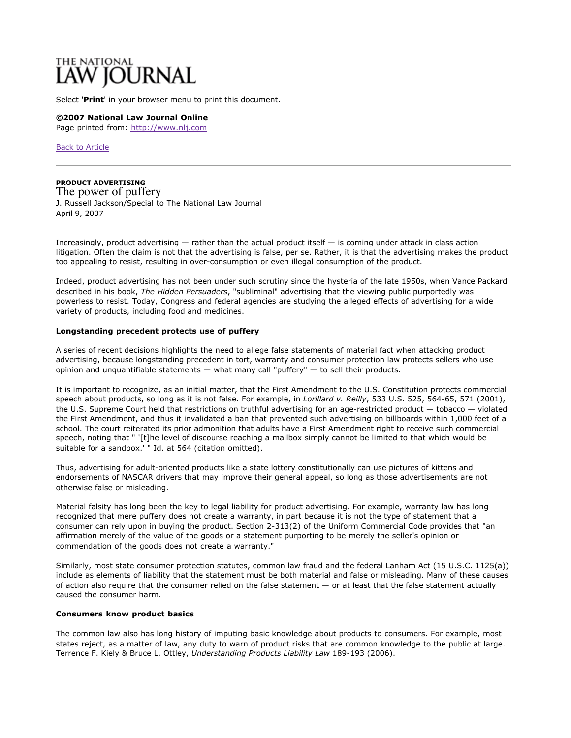THE NATIONAL LAW JOURNAL

Select '**Print**' in your browser menu to print this document.

**©2007 National Law Journal Online**
Page printed from: http://www.nlj.com

Back to Article

---

**PRODUCT ADVERTISING**

# The power of puffery

J. Russell Jackson/Special to The National Law Journal
April 9, 2007

Increasingly, product advertising — rather than the actual product itself — is coming under attack in class action litigation. Often the claim is not that the advertising is false, per se. Rather, it is that the advertising makes the product too appealing to resist, resulting in over-consumption or even illegal consumption of the product.

Indeed, product advertising has not been under such scrutiny since the hysteria of the late 1950s, when Vance Packard described in his book, *The Hidden Persuaders*, "subliminal" advertising that the viewing public purportedly was powerless to resist. Today, Congress and federal agencies are studying the alleged effects of advertising for a wide variety of products, including food and medicines.

**Longstanding precedent protects use of puffery**

A series of recent decisions highlights the need to allege false statements of material fact when attacking product advertising, because longstanding precedent in tort, warranty and consumer protection law protects sellers who use opinion and unquantifiable statements — what many call "puffery" — to sell their products.

It is important to recognize, as an initial matter, that the First Amendment to the U.S. Constitution protects commercial speech about products, so long as it is not false. For example, in *Lorillard v. Reilly*, 533 U.S. 525, 564-65, 571 (2001), the U.S. Supreme Court held that restrictions on truthful advertising for an age-restricted product — tobacco — violated the First Amendment, and thus it invalidated a ban that prevented such advertising on billboards within 1,000 feet of a school. The court reiterated its prior admonition that adults have a First Amendment right to receive such commercial speech, noting that " '[t]he level of discourse reaching a mailbox simply cannot be limited to that which would be suitable for a sandbox.' " Id. at 564 (citation omitted).

Thus, advertising for adult-oriented products like a state lottery constitutionally can use pictures of kittens and endorsements of NASCAR drivers that may improve their general appeal, so long as those advertisements are not otherwise false or misleading.

Material falsity has long been the key to legal liability for product advertising. For example, warranty law has long recognized that mere puffery does not create a warranty, in part because it is not the type of statement that a consumer can rely upon in buying the product. Section 2-313(2) of the Uniform Commercial Code provides that "an affirmation merely of the value of the goods or a statement purporting to be merely the seller's opinion or commendation of the goods does not create a warranty."

Similarly, most state consumer protection statutes, common law fraud and the federal Lanham Act (15 U.S.C. 1125(a)) include as elements of liability that the statement must be both material and false or misleading. Many of these causes of action also require that the consumer relied on the false statement — or at least that the false statement actually caused the consumer harm.

**Consumers know product basics**

The common law also has long history of imputing basic knowledge about products to consumers. For example, most states reject, as a matter of law, any duty to warn of product risks that are common knowledge to the public at large. Terrence F. Kiely & Bruce L. Ottley, *Understanding Products Liability Law* 189-193 (2006).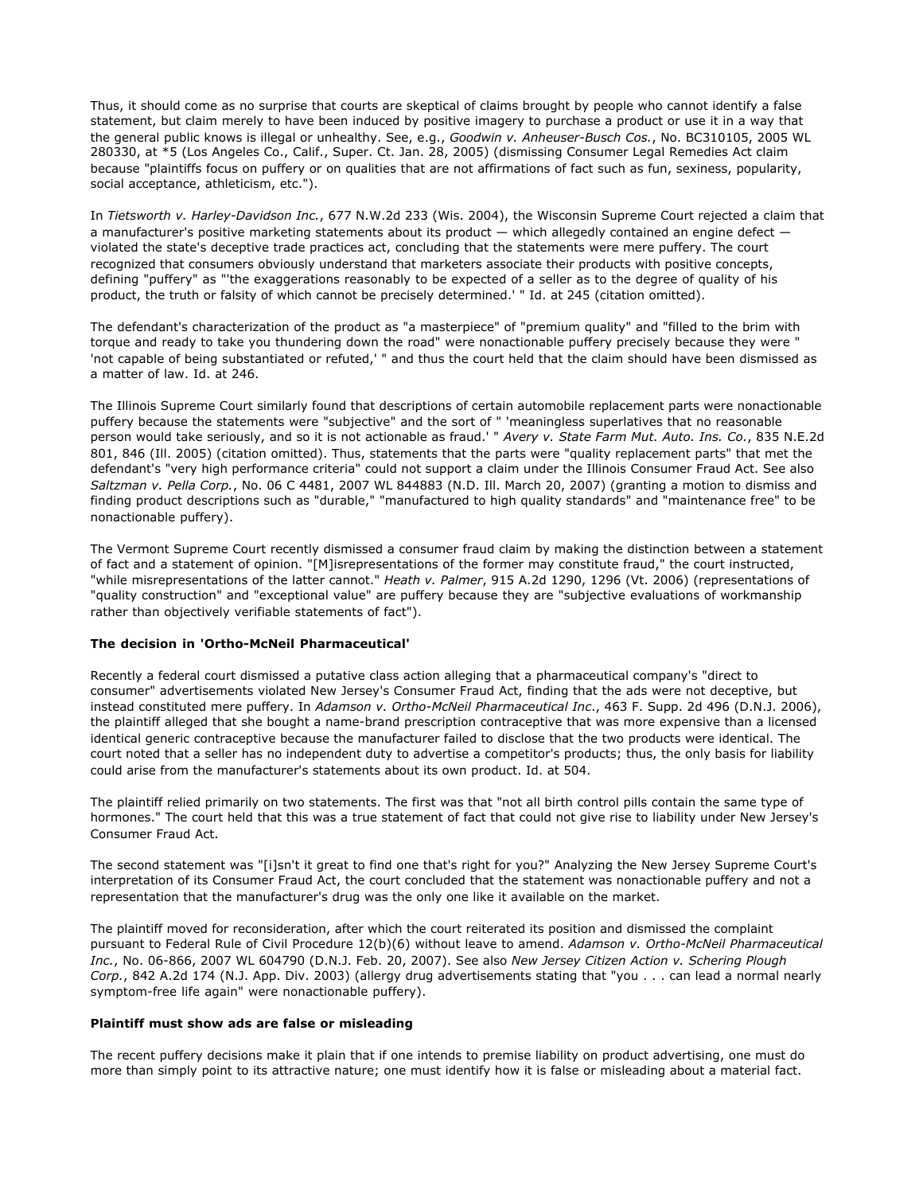Thus, it should come as no surprise that courts are skeptical of claims brought by people who cannot identify a false statement, but claim merely to have been induced by positive imagery to purchase a product or use it in a way that the general public knows is illegal or unhealthy. See, e.g., *Goodwin v. Anheuser-Busch Cos.*, No. BC310105, 2005 WL 280330, at *5 (Los Angeles Co., Calif., Super. Ct. Jan. 28, 2005) (dismissing Consumer Legal Remedies Act claim because "plaintiffs focus on puffery or on qualities that are not affirmations of fact such as fun, sexiness, popularity, social acceptance, athleticism, etc.").

In *Tietsworth v. Harley-Davidson Inc.*, 677 N.W.2d 233 (Wis. 2004), the Wisconsin Supreme Court rejected a claim that a manufacturer's positive marketing statements about its product — which allegedly contained an engine defect — violated the state's deceptive trade practices act, concluding that the statements were mere puffery. The court recognized that consumers obviously understand that marketers associate their products with positive concepts, defining "puffery" as "'the exaggerations reasonably to be expected of a seller as to the degree of quality of his product, the truth or falsity of which cannot be precisely determined.' " Id. at 245 (citation omitted).

The defendant's characterization of the product as "a masterpiece" of "premium quality" and "filled to the brim with torque and ready to take you thundering down the road" were nonactionable puffery precisely because they were " 'not capable of being substantiated or refuted,' " and thus the court held that the claim should have been dismissed as a matter of law. Id. at 246.

The Illinois Supreme Court similarly found that descriptions of certain automobile replacement parts were nonactionable puffery because the statements were "subjective" and the sort of " 'meaningless superlatives that no reasonable person would take seriously, and so it is not actionable as fraud.' " *Avery v. State Farm Mut. Auto. Ins. Co.*, 835 N.E.2d 801, 846 (Ill. 2005) (citation omitted). Thus, statements that the parts were "quality replacement parts" that met the defendant's "very high performance criteria" could not support a claim under the Illinois Consumer Fraud Act. See also *Saltzman v. Pella Corp.*, No. 06 C 4481, 2007 WL 844883 (N.D. Ill. March 20, 2007) (granting a motion to dismiss and finding product descriptions such as "durable," "manufactured to high quality standards" and "maintenance free" to be nonactionable puffery).

The Vermont Supreme Court recently dismissed a consumer fraud claim by making the distinction between a statement of fact and a statement of opinion. "[M]isrepresentations of the former may constitute fraud," the court instructed, "while misrepresentations of the latter cannot." *Heath v. Palmer*, 915 A.2d 1290, 1296 (Vt. 2006) (representations of "quality construction" and "exceptional value" are puffery because they are "subjective evaluations of workmanship rather than objectively verifiable statements of fact").

**The decision in 'Ortho-McNeil Pharmaceutical'**

Recently a federal court dismissed a putative class action alleging that a pharmaceutical company's "direct to consumer" advertisements violated New Jersey's Consumer Fraud Act, finding that the ads were not deceptive, but instead constituted mere puffery. In *Adamson v. Ortho-McNeil Pharmaceutical Inc.*, 463 F. Supp. 2d 496 (D.N.J. 2006), the plaintiff alleged that she bought a name-brand prescription contraceptive that was more expensive than a licensed identical generic contraceptive because the manufacturer failed to disclose that the two products were identical. The court noted that a seller has no independent duty to advertise a competitor's products; thus, the only basis for liability could arise from the manufacturer's statements about its own product. Id. at 504.

The plaintiff relied primarily on two statements. The first was that "not all birth control pills contain the same type of hormones." The court held that this was a true statement of fact that could not give rise to liability under New Jersey's Consumer Fraud Act.

The second statement was "[i]sn't it great to find one that's right for you?" Analyzing the New Jersey Supreme Court's interpretation of its Consumer Fraud Act, the court concluded that the statement was nonactionable puffery and not a representation that the manufacturer's drug was the only one like it available on the market.

The plaintiff moved for reconsideration, after which the court reiterated its position and dismissed the complaint pursuant to Federal Rule of Civil Procedure 12(b)(6) without leave to amend. *Adamson v. Ortho-McNeil Pharmaceutical Inc.*, No. 06-866, 2007 WL 604790 (D.N.J. Feb. 20, 2007). See also *New Jersey Citizen Action v. Schering Plough Corp.*, 842 A.2d 174 (N.J. App. Div. 2003) (allergy drug advertisements stating that "you . . . can lead a normal nearly symptom-free life again" were nonactionable puffery).

**Plaintiff must show ads are false or misleading**

The recent puffery decisions make it plain that if one intends to premise liability on product advertising, one must do more than simply point to its attractive nature; one must identify how it is false or misleading about a material fact.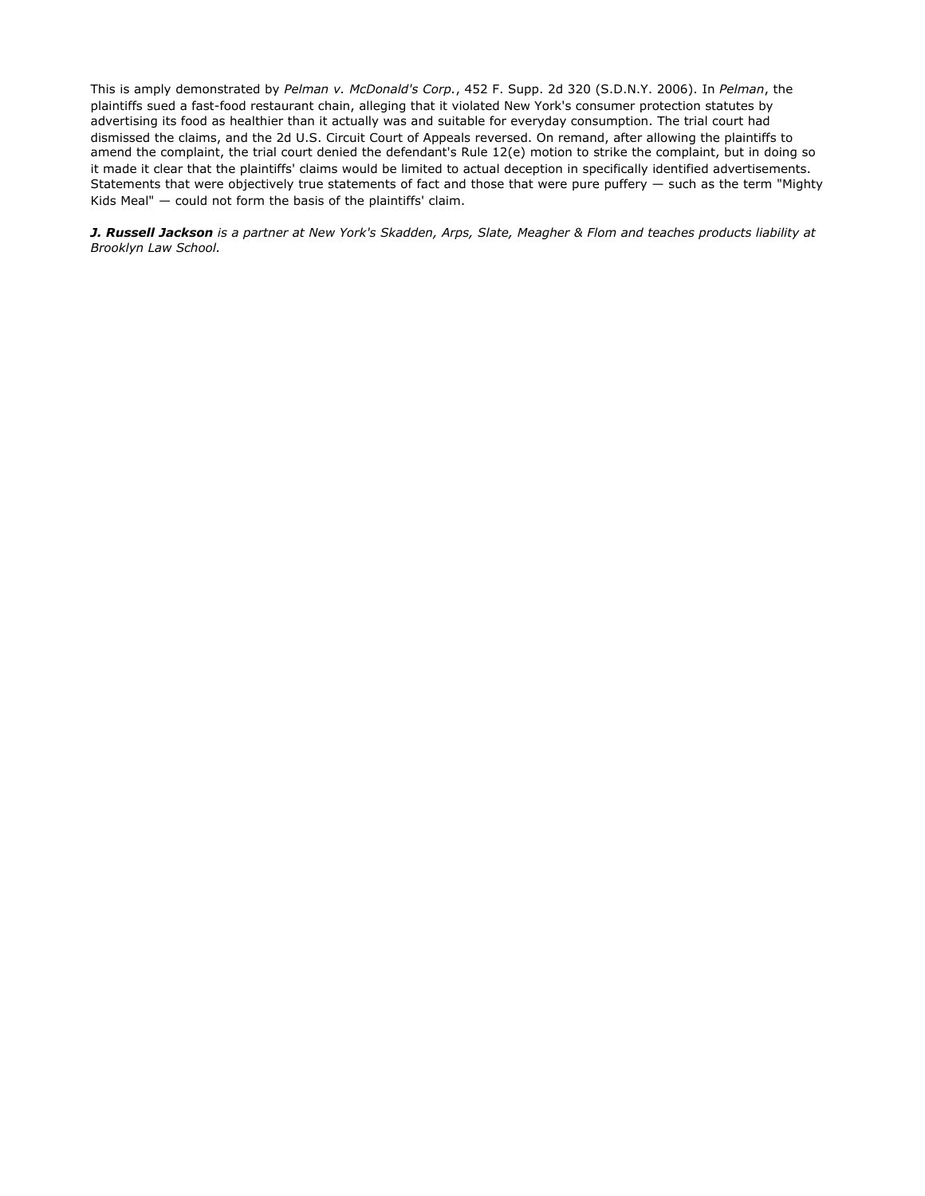This is amply demonstrated by *Pelman v. McDonald's Corp.*, 452 F. Supp. 2d 320 (S.D.N.Y. 2006). In *Pelman*, the plaintiffs sued a fast-food restaurant chain, alleging that it violated New York's consumer protection statutes by advertising its food as healthier than it actually was and suitable for everyday consumption. The trial court had dismissed the claims, and the 2d U.S. Circuit Court of Appeals reversed. On remand, after allowing the plaintiffs to amend the complaint, the trial court denied the defendant's Rule 12(e) motion to strike the complaint, but in doing so it made it clear that the plaintiffs' claims would be limited to actual deception in specifically identified advertisements. Statements that were objectively true statements of fact and those that were pure puffery — such as the term "Mighty Kids Meal" — could not form the basis of the plaintiffs' claim.

***J. Russell Jackson*** *is a partner at New York's Skadden, Arps, Slate, Meagher & Flom and teaches products liability at Brooklyn Law School.*